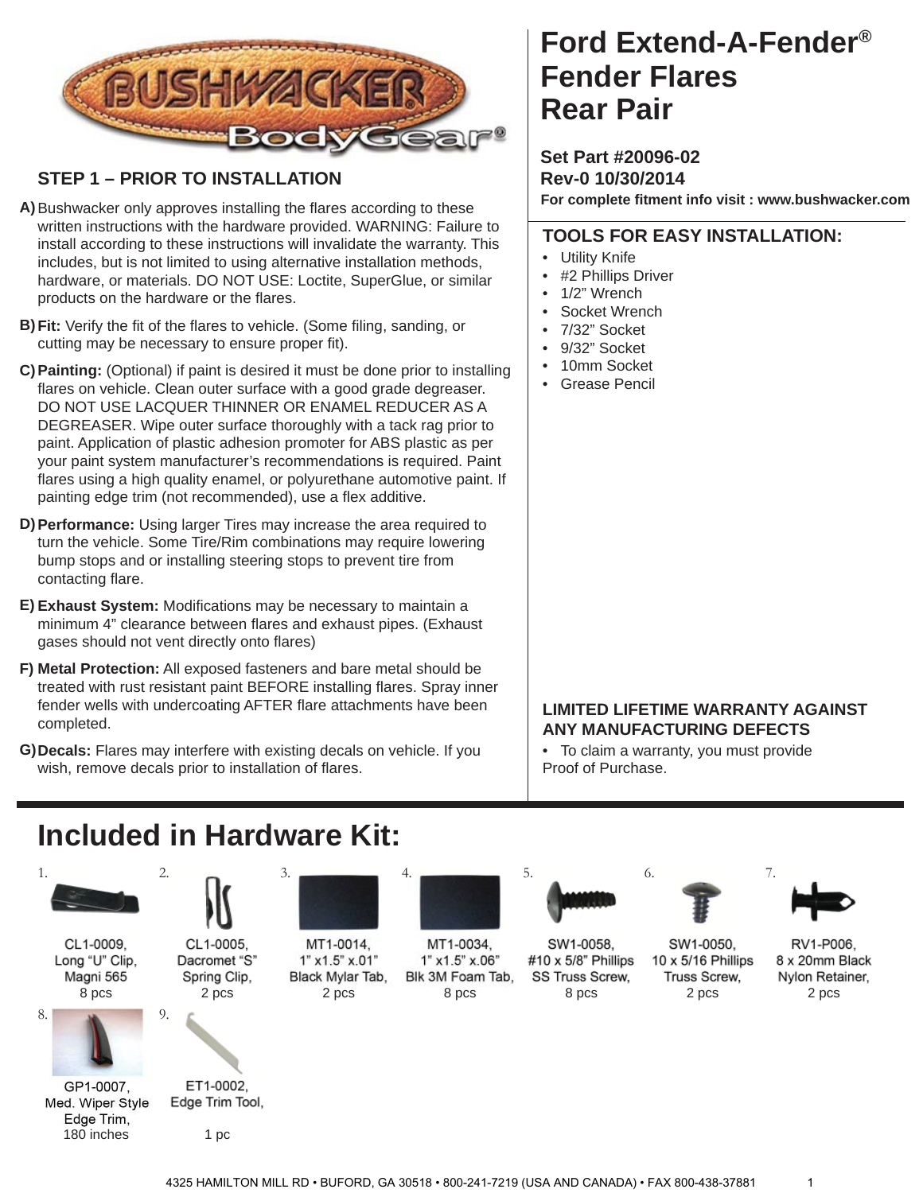# Ford Extend-A-Fender® Fender Flares Rear Pair

**Set Part #20096-02**
**Rev-0 10/30/2014**
**For complete fitment info visit : www.bushwacker.com**

## STEP 1 – PRIOR TO INSTALLATION

**A)** Bushwacker only approves installing the flares according to these written instructions with the hardware provided. WARNING: Failure to install according to these instructions will invalidate the warranty. This includes, but is not limited to using alternative installation methods, hardware, or materials. DO NOT USE: Loctite, SuperGlue, or similar products on the hardware or the flares.

**B)** **Fit:** Verify the fit of the flares to vehicle. (Some filing, sanding, or cutting may be necessary to ensure proper fit).

**C)** **Painting:** (Optional) if paint is desired it must be done prior to installing flares on vehicle. Clean outer surface with a good grade degreaser. DO NOT USE LACQUER THINNER OR ENAMEL REDUCER AS A DEGREASER. Wipe outer surface thoroughly with a tack rag prior to paint. Application of plastic adhesion promoter for ABS plastic as per your paint system manufacturer's recommendations is required. Paint flares using a high quality enamel, or polyurethane automotive paint. If painting edge trim (not recommended), use a flex additive.

**D)** **Performance:** Using larger Tires may increase the area required to turn the vehicle. Some Tire/Rim combinations may require lowering bump stops and or installing steering stops to prevent tire from contacting flare.

**E)** **Exhaust System:** Modifications may be necessary to maintain a minimum 4" clearance between flares and exhaust pipes. (Exhaust gases should not vent directly onto flares)

**F)** **Metal Protection:** All exposed fasteners and bare metal should be treated with rust resistant paint BEFORE installing flares. Spray inner fender wells with undercoating AFTER flare attachments have been completed.

**G)** **Decals:** Flares may interfere with existing decals on vehicle. If you wish, remove decals prior to installation of flares.

## TOOLS FOR EASY INSTALLATION:

- Utility Knife
- #2 Phillips Driver
- 1/2" Wrench
- Socket Wrench
- 7/32" Socket
- 9/32" Socket
- 10mm Socket
- Grease Pencil

**LIMITED LIFETIME WARRANTY AGAINST ANY MANUFACTURING DEFECTS**

- To claim a warranty, you must provide Proof of Purchase.

## Included in Hardware Kit:

1. CL1-0009, Long "U" Clip, Magni 565 — 8 pcs
2. CL1-0005, Dacromet "S" Spring Clip, — 2 pcs
3. MT1-0014, 1" x1.5" x.01" Black Mylar Tab, — 2 pcs
4. MT1-0034, 1" x1.5" x.06" Blk 3M Foam Tab, — 8 pcs
5. SW1-0058, #10 x 5/8" Phillips SS Truss Screw, — 8 pcs
6. SW1-0050, 10 x 5/16 Phillips Truss Screw, — 2 pcs
7. RV1-P006, 8 x 20mm Black Nylon Retainer, — 2 pcs
8. GP1-0007, Med. Wiper Style Edge Trim, — 180 inches
9. ET1-0002, Edge Trim Tool, — 1 pc

4325 HAMILTON MILL RD • BUFORD, GA 30518 • 800-241-7219 (USA AND CANADA) • FAX 800-438-37881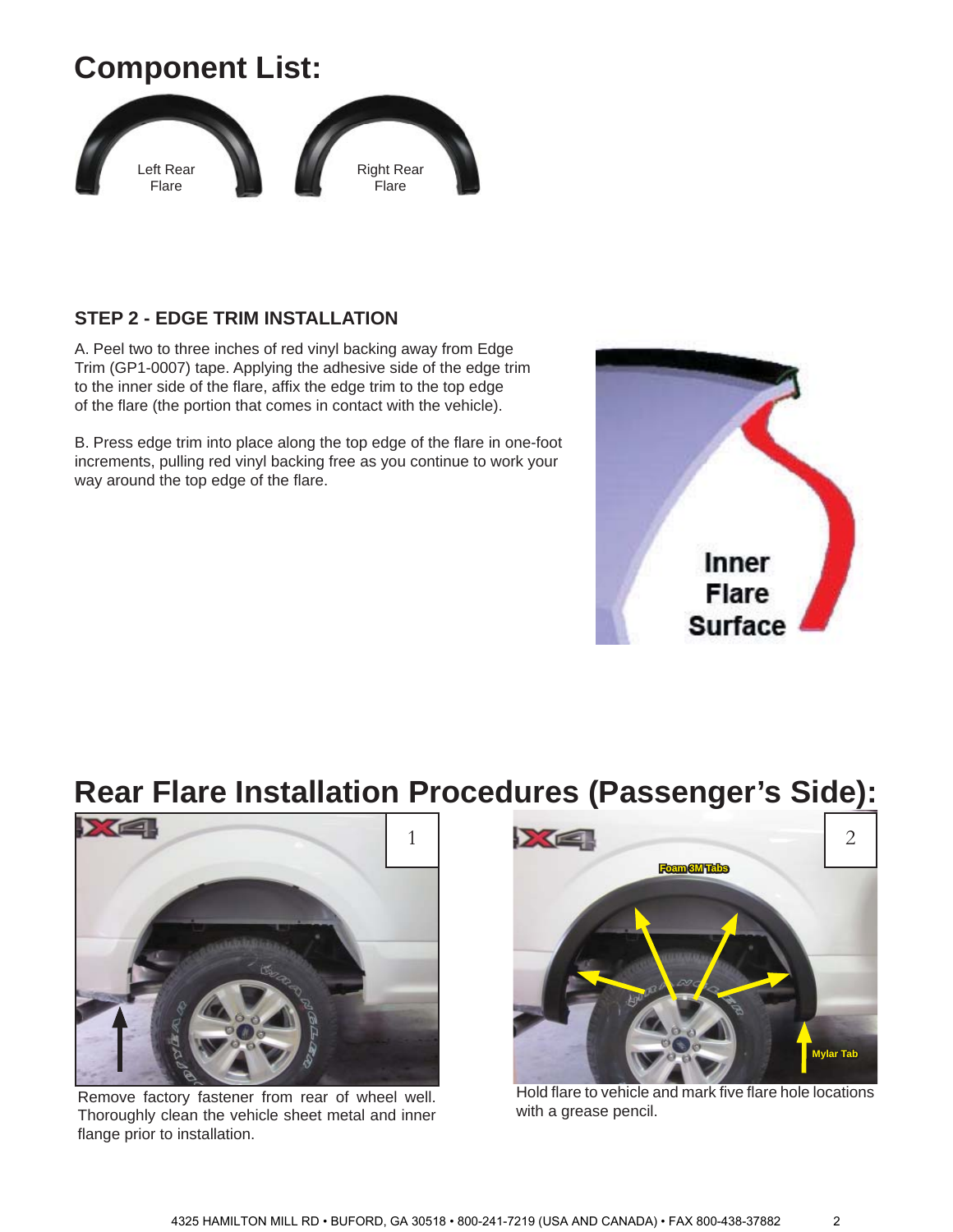## Component List:

Left Rear Flare

Right Rear Flare

### STEP 2 - EDGE TRIM INSTALLATION

A. Peel two to three inches of red vinyl backing away from Edge Trim (GP1-0007) tape. Applying the adhesive side of the edge trim to the inner side of the flare, affix the edge trim to the top edge of the flare (the portion that comes in contact with the vehicle).

B. Press edge trim into place along the top edge of the flare in one-foot increments, pulling red vinyl backing free as you continue to work your way around the top edge of the flare.

Inner Flare Surface

## Rear Flare Installation Procedures (Passenger's Side):

1

Remove factory fastener from rear of wheel well. Thoroughly clean the vehicle sheet metal and inner flange prior to installation.

2

Foam 3M Tabs

Mylar Tab

Hold flare to vehicle and mark five flare hole locations with a grease pencil.

4325 HAMILTON MILL RD • BUFORD, GA 30518 • 800-241-7219 (USA AND CANADA) • FAX 800-438-37882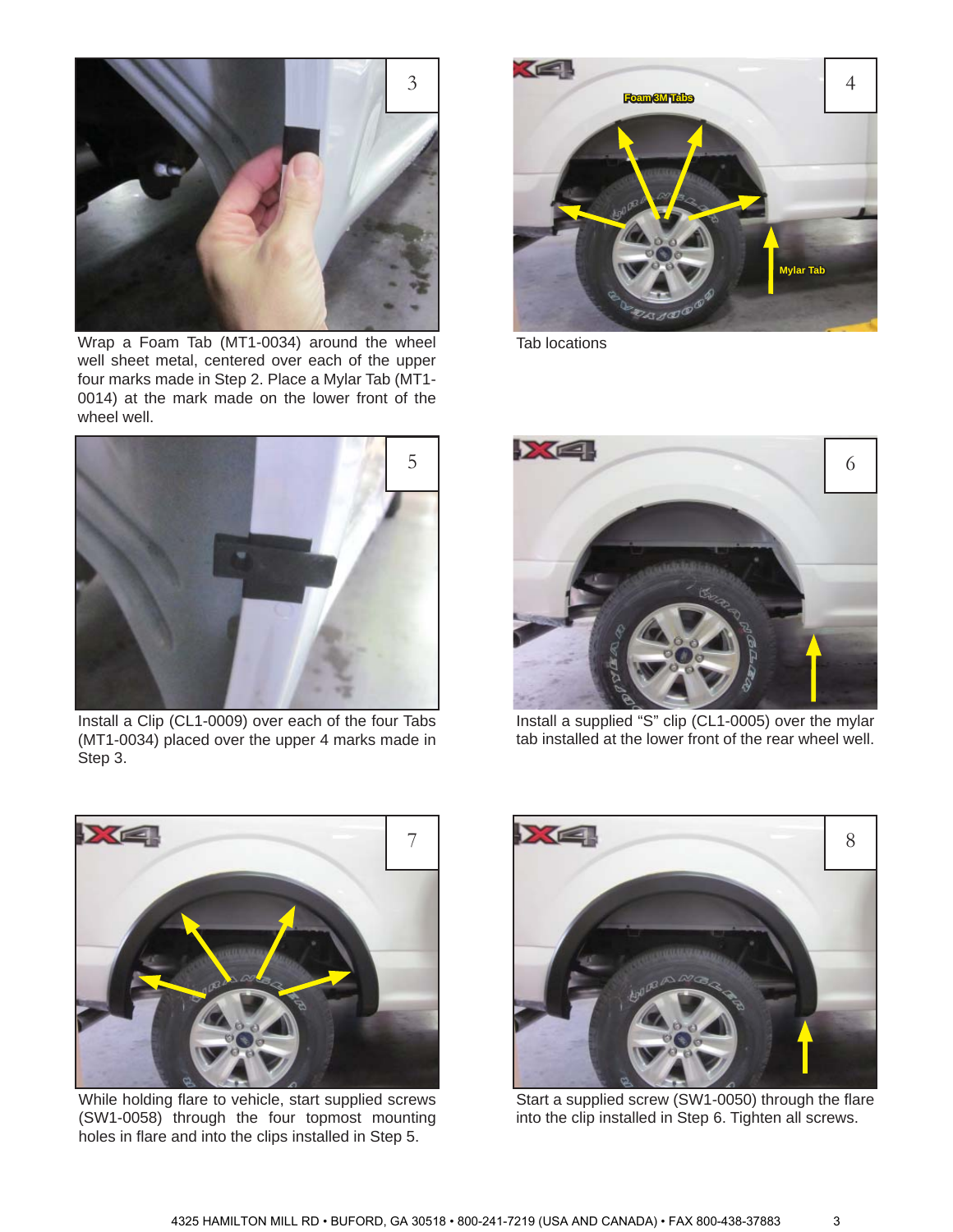Wrap a Foam Tab (MT1-0034) around the wheel well sheet metal, centered over each of the upper four marks made in Step 2. Place a Mylar Tab (MT1-0014) at the mark made on the lower front of the wheel well.

Tab locations

Install a Clip (CL1-0009) over each of the four Tabs (MT1-0034) placed over the upper 4 marks made in Step 3.

Install a supplied “S” clip (CL1-0005) over the mylar tab installed at the lower front of the rear wheel well.

While holding flare to vehicle, start supplied screws (SW1-0058) through the four topmost mounting holes in flare and into the clips installed in Step 5.

Start a supplied screw (SW1-0050) through the flare into the clip installed in Step 6. Tighten all screws.

4325 HAMILTON MILL RD • BUFORD, GA 30518 • 800-241-7219 (USA AND CANADA) • FAX 800-438-37883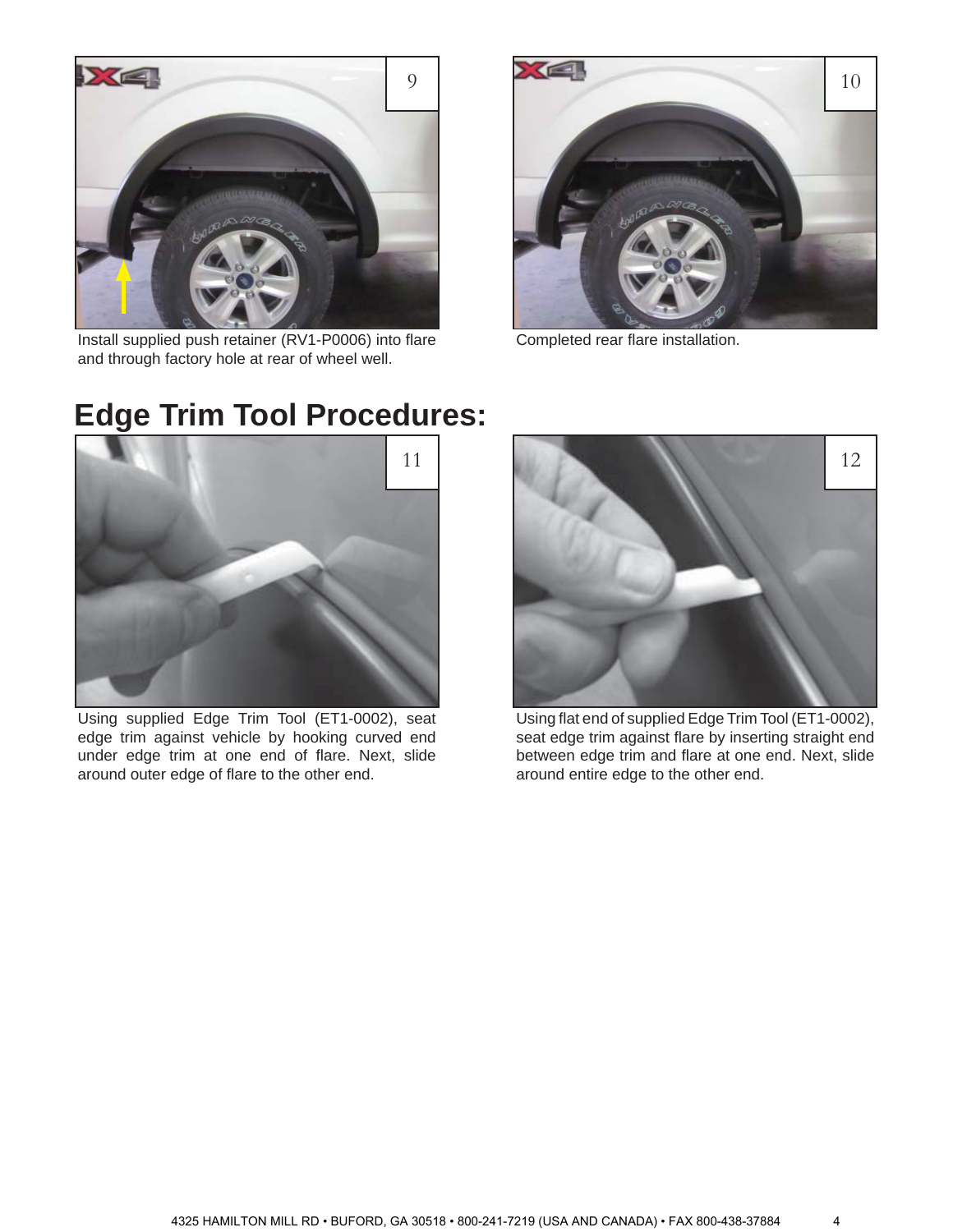9

Install supplied push retainer (RV1-P0006) into flare and through factory hole at rear of wheel well.

10

Completed rear flare installation.

## Edge Trim Tool Procedures:

11

Using supplied Edge Trim Tool (ET1-0002), seat edge trim against vehicle by hooking curved end under edge trim at one end of flare. Next, slide around outer edge of flare to the other end.

12

Using flat end of supplied Edge Trim Tool (ET1-0002), seat edge trim against flare by inserting straight end between edge trim and flare at one end. Next, slide around entire edge to the other end.

4325 HAMILTON MILL RD • BUFORD, GA 30518 • 800-241-7219 (USA AND CANADA) • FAX 800-438-37884